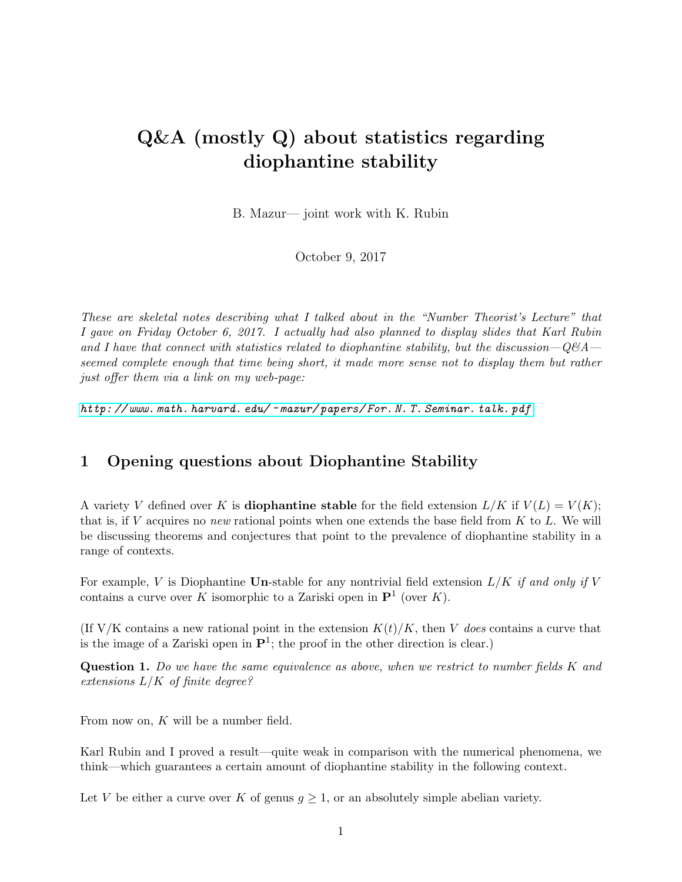# Q&A (mostly Q) about statistics regarding diophantine stability

B. Mazur— joint work with K. Rubin

October 9, 2017

*These are skeletal notes describing what I talked about in the "Number Theorist's Lecture" that I gave on Friday October 6, 2017. I actually had also planned to display slides that Karl Rubin and I have that connect with statistics related to diophantine stability, but the discussion—Q&A—seemed complete enough that time being short, it made more sense not to display them but rather just offer them via a link on my web-page:*

*http://www.math.harvard.edu/~mazur/papers/For.N.T.Seminar.talk.pdf*

## 1 Opening questions about Diophantine Stability

A variety $V$ defined over $K$ is **diophantine stable** for the field extension $L/K$ if $V(L) = V(K)$; that is, if $V$ acquires no *new* rational points when one extends the base field from $K$ to $L$. We will be discussing theorems and conjectures that point to the prevalence of diophantine stability in a range of contexts.

For example, $V$ is Diophantine **Un**-stable for any nontrivial field extension $L/K$ *if and only if* $V$ contains a curve over $K$ isomorphic to a Zariski open in $\mathbf{P}^1$ (over $K$).

(If V/K contains a new rational point in the extension $K(t)/K$, then $V$ *does* contains a curve that is the image of a Zariski open in $\mathbf{P}^1$; the proof in the other direction is clear.)

**Question 1.** *Do we have the same equivalence as above, when we restrict to number fields $K$ and extensions $L/K$ of finite degree?*

From now on, $K$ will be a number field.

Karl Rubin and I proved a result—quite weak in comparison with the numerical phenomena, we think—which guarantees a certain amount of diophantine stability in the following context.

Let $V$ be either a curve over $K$ of genus $g \geq 1$, or an absolutely simple abelian variety.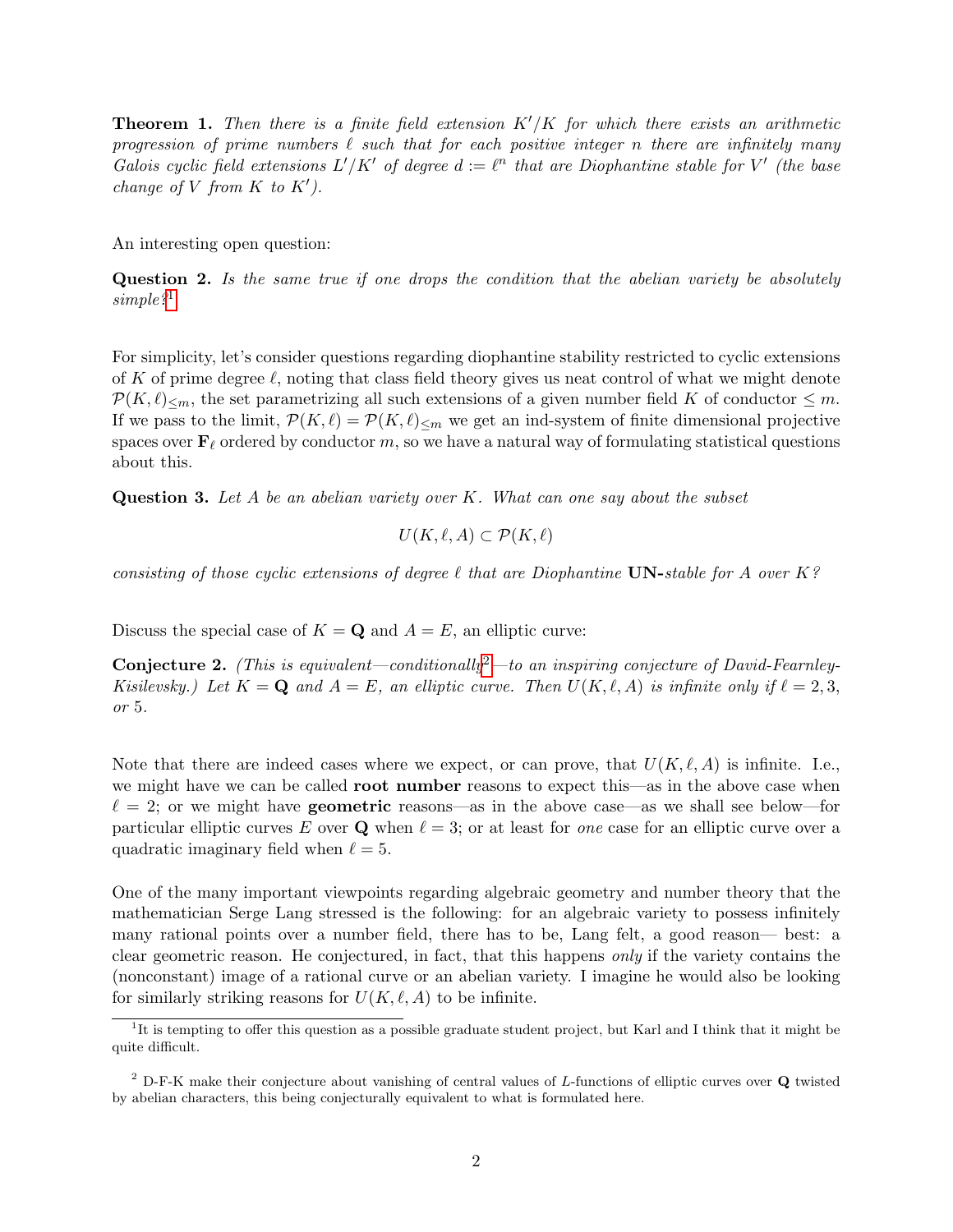**Theorem 1.** *Then there is a finite field extension $K'/K$ for which there exists an arithmetic progression of prime numbers $\ell$ such that for each positive integer $n$ there are infinitely many Galois cyclic field extensions $L'/K'$ of degree $d := \ell^n$ that are Diophantine stable for $V'$ (the base change of $V$ from $K$ to $K'$).*

An interesting open question:

**Question 2.** *Is the same true if one drops the condition that the abelian variety be absolutely simple?*[1]

For simplicity, let's consider questions regarding diophantine stability restricted to cyclic extensions of $K$ of prime degree $\ell$, noting that class field theory gives us neat control of what we might denote $\mathcal{P}(K,\ell)_{\leq m}$, the set parametrizing all such extensions of a given number field $K$ of conductor $\leq m$. If we pass to the limit, $\mathcal{P}(K,\ell) = \mathcal{P}(K,\ell)_{\leq m}$ we get an ind-system of finite dimensional projective spaces over $\mathbf{F}_\ell$ ordered by conductor $m$, so we have a natural way of formulating statistical questions about this.

**Question 3.** *Let $A$ be an abelian variety over $K$. What can one say about the subset*

$$U(K,\ell,A) \subset \mathcal{P}(K,\ell)$$

*consisting of those cyclic extensions of degree $\ell$ that are Diophantine* **UN-***stable for $A$ over $K$?*

Discuss the special case of $K = \mathbf{Q}$ and $A = E$, an elliptic curve:

**Conjecture 2.** *(This is equivalent—conditionally*[2]*—to an inspiring conjecture of David-Fearnley-Kisilevsky.) Let $K = \mathbf{Q}$ and $A = E$, an elliptic curve. Then $U(K,\ell,A)$ is infinite only if $\ell = 2, 3$, or 5.*

Note that there are indeed cases where we expect, or can prove, that $U(K,\ell,A)$ is infinite. I.e., we might have we can be called **root number** reasons to expect this—as in the above case when $\ell = 2$; or we might have **geometric** reasons—as in the above case—as we shall see below—for particular elliptic curves $E$ over $\mathbf{Q}$ when $\ell = 3$; or at least for *one* case for an elliptic curve over a quadratic imaginary field when $\ell = 5$.

One of the many important viewpoints regarding algebraic geometry and number theory that the mathematician Serge Lang stressed is the following: for an algebraic variety to possess infinitely many rational points over a number field, there has to be, Lang felt, a good reason— best: a clear geometric reason. He conjectured, in fact, that this happens *only* if the variety contains the (nonconstant) image of a rational curve or an abelian variety. I imagine he would also be looking for similarly striking reasons for $U(K,\ell,A)$ to be infinite.

---

[1] It is tempting to offer this question as a possible graduate student project, but Karl and I think that it might be quite difficult.

[2] D-F-K make their conjecture about vanishing of central values of $L$-functions of elliptic curves over $\mathbf{Q}$ twisted by abelian characters, this being conjecturally equivalent to what is formulated here.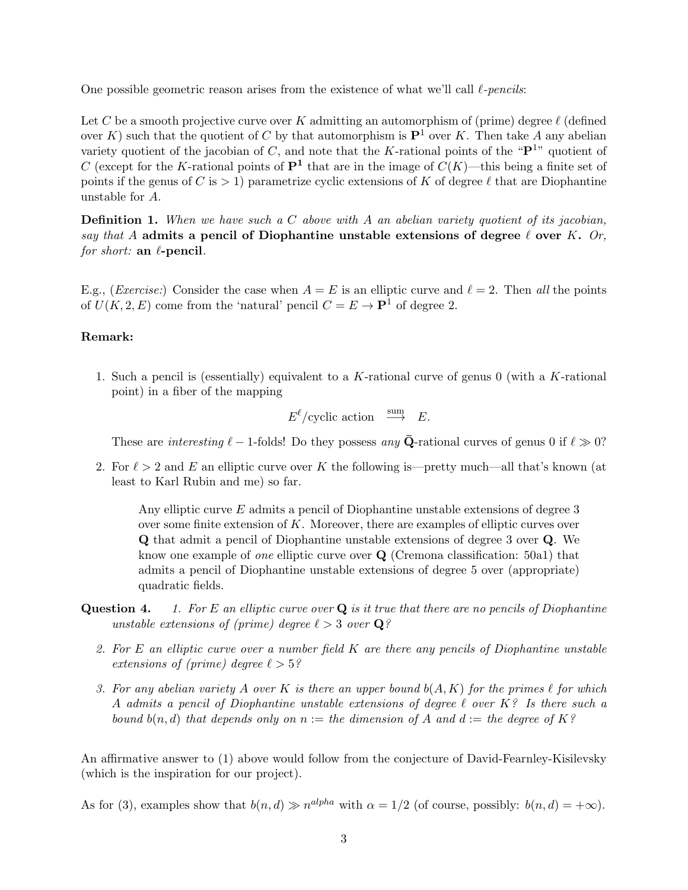One possible geometric reason arises from the existence of what we'll call *$\ell$-pencils*:

Let $C$ be a smooth projective curve over $K$ admitting an automorphism of (prime) degree $\ell$ (defined over $K$) such that the quotient of $C$ by that automorphism is $\mathbf{P}^1$ over $K$. Then take $A$ any abelian variety quotient of the jacobian of $C$, and note that the $K$-rational points of the "$\mathbf{P}^1$" quotient of $C$ (except for the $K$-rational points of $\mathbf{P}^1$ that are in the image of $C(K)$—this being a finite set of points if the genus of $C$ is $> 1$) parametrize cyclic extensions of $K$ of degree $\ell$ that are Diophantine unstable for $A$.

**Definition 1.** *When we have such a $C$ above with $A$ an abelian variety quotient of its jacobian, say that $A$* **admits a pencil of Diophantine unstable extensions of degree $\ell$ over $K$**. *Or, for short:* **an $\ell$-pencil**.

E.g., (*Exercise:*) Consider the case when $A = E$ is an elliptic curve and $\ell = 2$. Then *all* the points of $U(K, 2, E)$ come from the 'natural' pencil $C = E \to \mathbf{P}^1$ of degree 2.

**Remark:**

1. Such a pencil is (essentially) equivalent to a $K$-rational curve of genus 0 (with a $K$-rational point) in a fiber of the mapping

$$E^{\ell}/\text{cyclic action} \quad \overset{\text{sum}}{\longrightarrow} \quad E.$$

   These are *interesting* $\ell - 1$-folds! Do they possess *any* $\bar{\mathbf{Q}}$-rational curves of genus 0 if $\ell \gg 0$?

2. For $\ell > 2$ and $E$ an elliptic curve over $K$ the following is—pretty much—all that's known (at least to Karl Rubin and me) so far.

   > Any elliptic curve $E$ admits a pencil of Diophantine unstable extensions of degree 3 over some finite extension of $K$. Moreover, there are examples of elliptic curves over $\mathbf{Q}$ that admit a pencil of Diophantine unstable extensions of degree 3 over $\mathbf{Q}$. We know one example of *one* elliptic curve over $\mathbf{Q}$ (Cremona classification: 50a1) that admits a pencil of Diophantine unstable extensions of degree 5 over (appropriate) quadratic fields.

**Question 4.**

1. *For $E$ an elliptic curve over $\mathbf{Q}$ is it true that there are no pencils of Diophantine unstable extensions of (prime) degree $\ell > 3$ over $\mathbf{Q}$?*
2. *For $E$ an elliptic curve over a number field $K$ are there any pencils of Diophantine unstable extensions of (prime) degree $\ell > 5$?*
3. *For any abelian variety $A$ over $K$ is there an upper bound $b(A, K)$ for the primes $\ell$ for which $A$ admits a pencil of Diophantine unstable extensions of degree $\ell$ over $K$? Is there such a bound $b(n, d)$ that depends only on $n :=$ the dimension of $A$ and $d :=$ the degree of $K$?*

An affirmative answer to (1) above would follow from the conjecture of David-Fearnley-Kisilevsky (which is the inspiration for our project).

As for (3), examples show that $b(n, d) \gg n^{alpha}$ with $\alpha = 1/2$ (of course, possibly: $b(n, d) = +\infty$).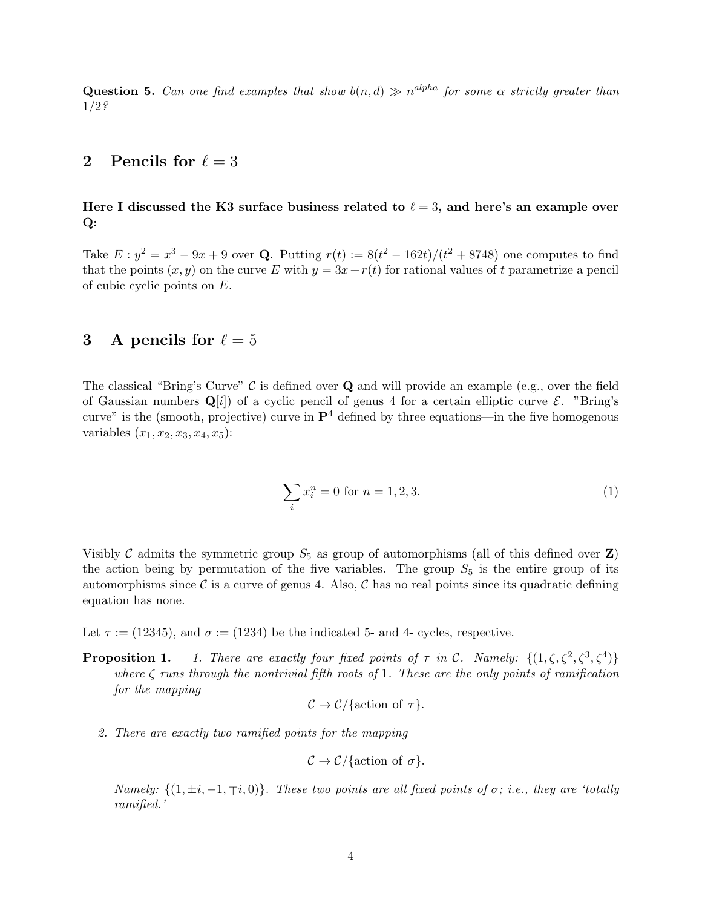**Question 5.** *Can one find examples that show $b(n,d) \gg n^{alpha}$ for some $\alpha$ strictly greater than $1/2$?*

## 2 Pencils for $\ell = 3$

**Here I discussed the K3 surface business related to $\ell = 3$, and here's an example over $\mathbf{Q}$:**

Take $E : y^2 = x^3 - 9x + 9$ over $\mathbf{Q}$. Putting $r(t) := 8(t^2 - 162t)/(t^2 + 8748)$ one computes to find that the points $(x, y)$ on the curve $E$ with $y = 3x + r(t)$ for rational values of $t$ parametrize a pencil of cubic cyclic points on $E$.

## 3 A pencils for $\ell = 5$

The classical "Bring's Curve" $\mathcal{C}$ is defined over $\mathbf{Q}$ and will provide an example (e.g., over the field of Gaussian numbers $\mathbf{Q}[i]$) of a cyclic pencil of genus 4 for a certain elliptic curve $\mathcal{E}$. "Bring's curve" is the (smooth, projective) curve in $\mathbf{P}^4$ defined by three equations—in the five homogenous variables $(x_1, x_2, x_3, x_4, x_5)$:

$$\sum_i x_i^n = 0 \text{ for } n = 1, 2, 3. \tag{1}$$

Visibly $\mathcal{C}$ admits the symmetric group $S_5$ as group of automorphisms (all of this defined over $\mathbf{Z}$) the action being by permutation of the five variables. The group $S_5$ is the entire group of its automorphisms since $\mathcal{C}$ is a curve of genus 4. Also, $\mathcal{C}$ has no real points since its quadratic defining equation has none.

Let $\tau := (12345)$, and $\sigma := (1234)$ be the indicated 5- and 4- cycles, respective.

**Proposition 1.** 1. *There are exactly four fixed points of $\tau$ in $\mathcal{C}$. Namely: $\{(1, \zeta, \zeta^2, \zeta^3, \zeta^4)\}$ where $\zeta$ runs through the nontrivial fifth roots of 1. These are the only points of ramification for the mapping*

$$\mathcal{C} \to \mathcal{C}/\{\text{action of } \tau\}.$$

2. *There are exactly two ramified points for the mapping*

$$\mathcal{C} \to \mathcal{C}/\{\text{action of } \sigma\}.$$

*Namely: $\{(1, \pm i, -1, \mp i, 0)\}$. These two points are all fixed points of $\sigma$; i.e., they are 'totally ramified.'*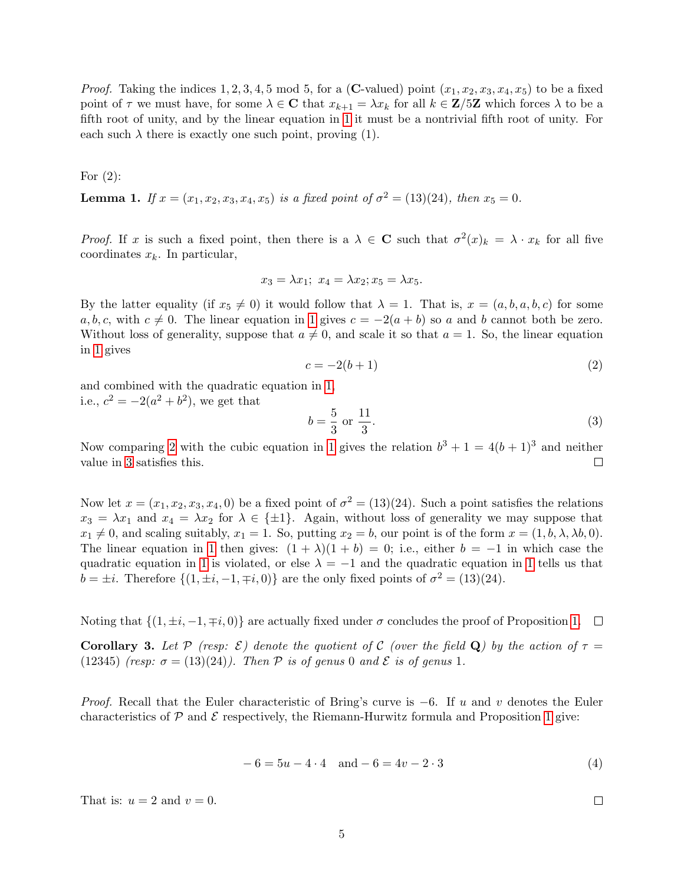*Proof.* Taking the indices 1, 2, 3, 4, 5 mod 5, for a ($\mathbf{C}$-valued) point $(x_1, x_2, x_3, x_4, x_5)$ to be a fixed point of $\tau$ we must have, for some $\lambda \in \mathbf{C}$ that $x_{k+1} = \lambda x_k$ for all $k \in \mathbf{Z}/5\mathbf{Z}$ which forces $\lambda$ to be a fifth root of unity, and by the linear equation in 1 it must be a nontrivial fifth root of unity. For each such $\lambda$ there is exactly one such point, proving (1).

For (2):

**Lemma 1.** *If $x = (x_1, x_2, x_3, x_4, x_5)$ is a fixed point of $\sigma^2 = (13)(24)$, then $x_5 = 0$.*

*Proof.* If $x$ is such a fixed point, then there is a $\lambda \in \mathbf{C}$ such that $\sigma^2(x)_k = \lambda \cdot x_k$ for all five coordinates $x_k$. In particular,

$$x_3 = \lambda x_1;\ x_4 = \lambda x_2; x_5 = \lambda x_5.$$

By the latter equality (if $x_5 \neq 0$) it would follow that $\lambda = 1$. That is, $x = (a, b, a, b, c)$ for some $a, b, c$, with $c \neq 0$. The linear equation in 1 gives $c = -2(a + b)$ so $a$ and $b$ cannot both be zero. Without loss of generality, suppose that $a \neq 0$, and scale it so that $a = 1$. So, the linear equation in 1 gives

$$c = -2(b + 1) \tag{2}$$

and combined with the quadratic equation in 1,
i.e., $c^2 = -2(a^2 + b^2)$, we get that

$$b = \frac{5}{3} \text{ or } \frac{11}{3}. \tag{3}$$

Now comparing 2 with the cubic equation in 1 gives the relation $b^3 + 1 = 4(b + 1)^3$ and neither value in 3 satisfies this. $\square$

Now let $x = (x_1, x_2, x_3, x_4, 0)$ be a fixed point of $\sigma^2 = (13)(24)$. Such a point satisfies the relations $x_3 = \lambda x_1$ and $x_4 = \lambda x_2$ for $\lambda \in \{\pm 1\}$. Again, without loss of generality we may suppose that $x_1 \neq 0$, and scaling suitably, $x_1 = 1$. So, putting $x_2 = b$, our point is of the form $x = (1, b, \lambda, \lambda b, 0)$. The linear equation in 1 then gives: $(1 + \lambda)(1 + b) = 0$; i.e., either $b = -1$ in which case the quadratic equation in 1 is violated, or else $\lambda = -1$ and the quadratic equation in 1 tells us that $b = \pm i$. Therefore $\{(1, \pm i, -1, \mp i, 0)\}$ are the only fixed points of $\sigma^2 = (13)(24)$.

Noting that $\{(1, \pm i, -1, \mp i, 0)\}$ are actually fixed under $\sigma$ concludes the proof of Proposition 1. $\square$

**Corollary 3.** *Let $\mathcal{P}$ (resp: $\mathcal{E}$) denote the quotient of $\mathcal{C}$ (over the field $\mathbf{Q}$) by the action of $\tau = (12345)$ (resp: $\sigma = (13)(24)$). Then $\mathcal{P}$ is of genus 0 and $\mathcal{E}$ is of genus 1.*

*Proof.* Recall that the Euler characteristic of Bring's curve is $-6$. If $u$ and $v$ denotes the Euler characteristics of $\mathcal{P}$ and $\mathcal{E}$ respectively, the Riemann-Hurwitz formula and Proposition 1 give:

$$-6 = 5u - 4 \cdot 4 \quad \text{and} -6 = 4v - 2 \cdot 3 \tag{4}$$

That is: $u = 2$ and $v = 0$. $\square$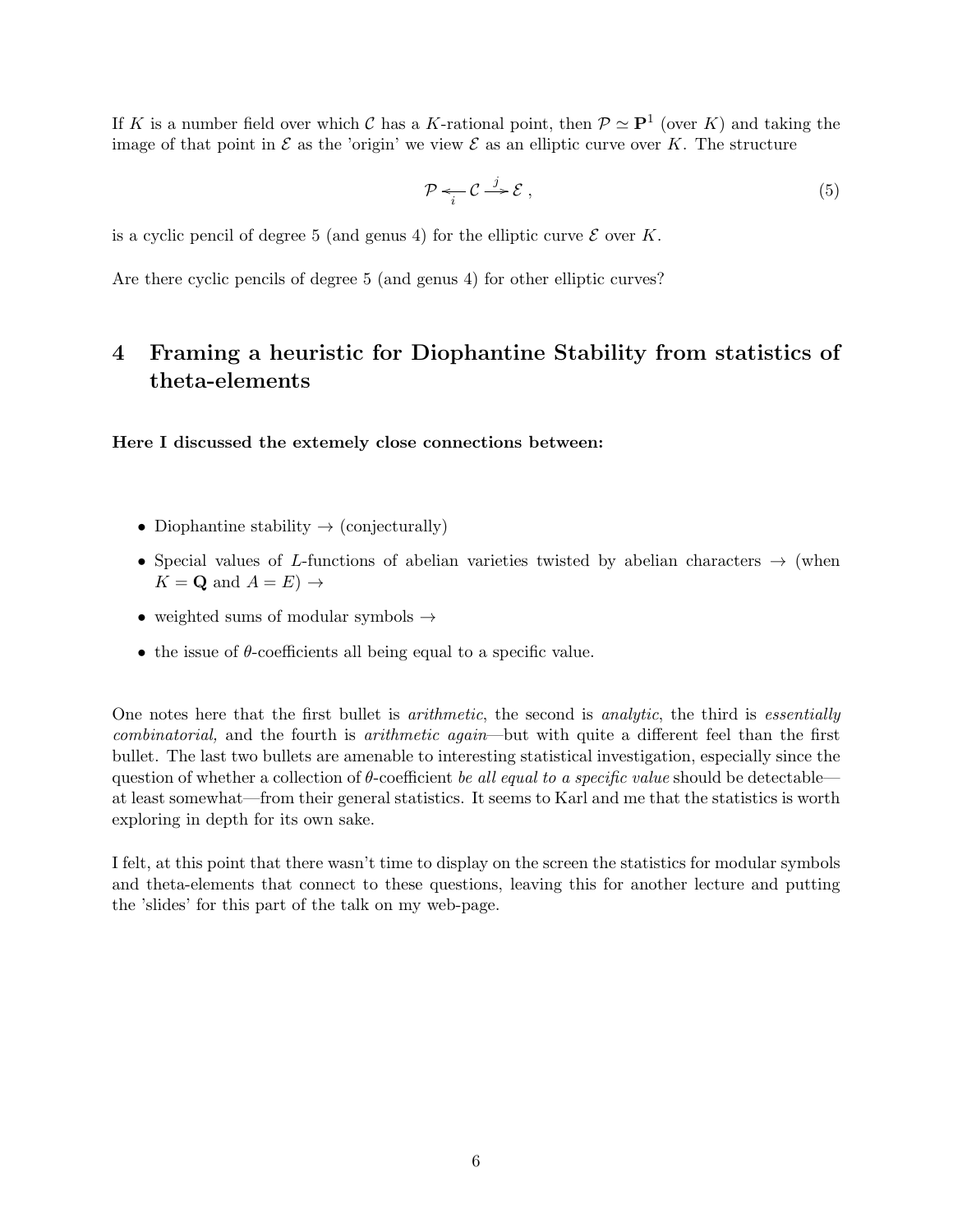If $K$ is a number field over which $\mathcal{C}$ has a $K$-rational point, then $\mathcal{P} \simeq \mathbf{P}^1$ (over $K$) and taking the image of that point in $\mathcal{E}$ as the 'origin' we view $\mathcal{E}$ as an elliptic curve over $K$. The structure

$$\mathcal{P} \underset{i}{\longleftarrow} \mathcal{C} \overset{j}{\longrightarrow} \mathcal{E}\ , \tag{5}$$

is a cyclic pencil of degree 5 (and genus 4) for the elliptic curve $\mathcal{E}$ over $K$.

Are there cyclic pencils of degree 5 (and genus 4) for other elliptic curves?

# 4 Framing a heuristic for Diophantine Stability from statistics of theta-elements

**Here I discussed the extemely close connections between:**

- Diophantine stability $\rightarrow$ (conjecturally)
- Special values of $L$-functions of abelian varieties twisted by abelian characters $\rightarrow$ (when $K = \mathbf{Q}$ and $A = E$) $\rightarrow$
- weighted sums of modular symbols $\rightarrow$
- the issue of $\theta$-coefficients all being equal to a specific value.

One notes here that the first bullet is *arithmetic*, the second is *analytic*, the third is *essentially combinatorial,* and the fourth is *arithmetic again*—but with quite a different feel than the first bullet. The last two bullets are amenable to interesting statistical investigation, especially since the question of whether a collection of $\theta$-coefficient *be all equal to a specific value* should be detectable—at least somewhat—from their general statistics. It seems to Karl and me that the statistics is worth exploring in depth for its own sake.

I felt, at this point that there wasn't time to display on the screen the statistics for modular symbols and theta-elements that connect to these questions, leaving this for another lecture and putting the 'slides' for this part of the talk on my web-page.